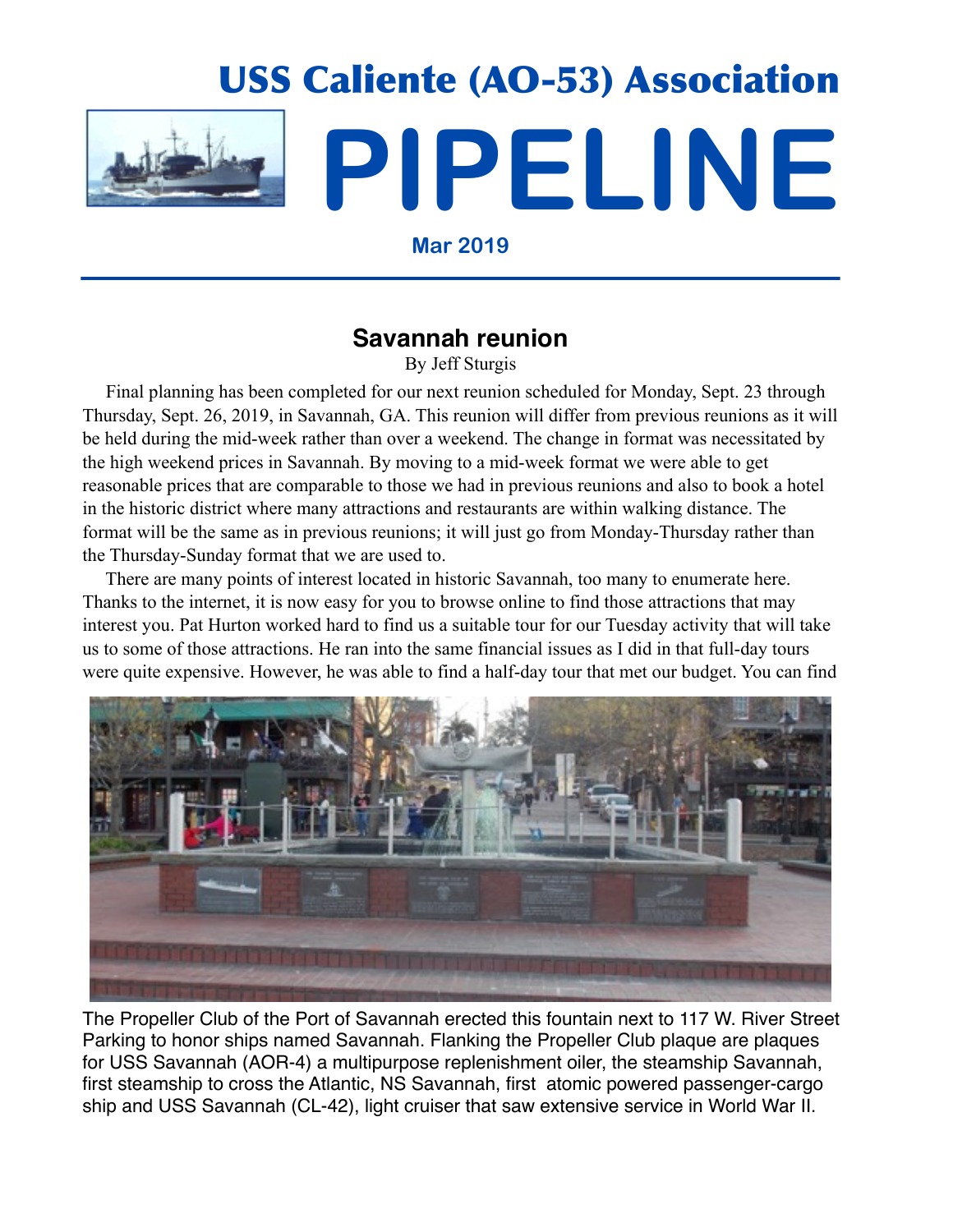# USS Caliente (AO-53) Association

# PIPELINE

**Mar 2019**

## Savannah reunion

By Jeff Sturgis

Final planning has been completed for our next reunion scheduled for Monday, Sept. 23 through Thursday, Sept. 26, 2019, in Savannah, GA. This reunion will differ from previous reunions as it will be held during the mid-week rather than over a weekend. The change in format was necessitated by the high weekend prices in Savannah. By moving to a mid-week format we were able to get reasonable prices that are comparable to those we had in previous reunions and also to book a hotel in the historic district where many attractions and restaurants are within walking distance. The format will be the same as in previous reunions; it will just go from Monday-Thursday rather than the Thursday-Sunday format that we are used to.

There are many points of interest located in historic Savannah, too many to enumerate here. Thanks to the internet, it is now easy for you to browse online to find those attractions that may interest you. Pat Hurton worked hard to find us a suitable tour for our Tuesday activity that will take us to some of those attractions. He ran into the same financial issues as I did in that full-day tours were quite expensive. However, he was able to find a half-day tour that met our budget. You can find

The Propeller Club of the Port of Savannah erected this fountain next to 117 W. River Street Parking to honor ships named Savannah. Flanking the Propeller Club plaque are plaques for USS Savannah (AOR-4) a multipurpose replenishment oiler, the steamship Savannah, first steamship to cross the Atlantic, NS Savannah, first atomic powered passenger-cargo ship and USS Savannah (CL-42), light cruiser that saw extensive service in World War II.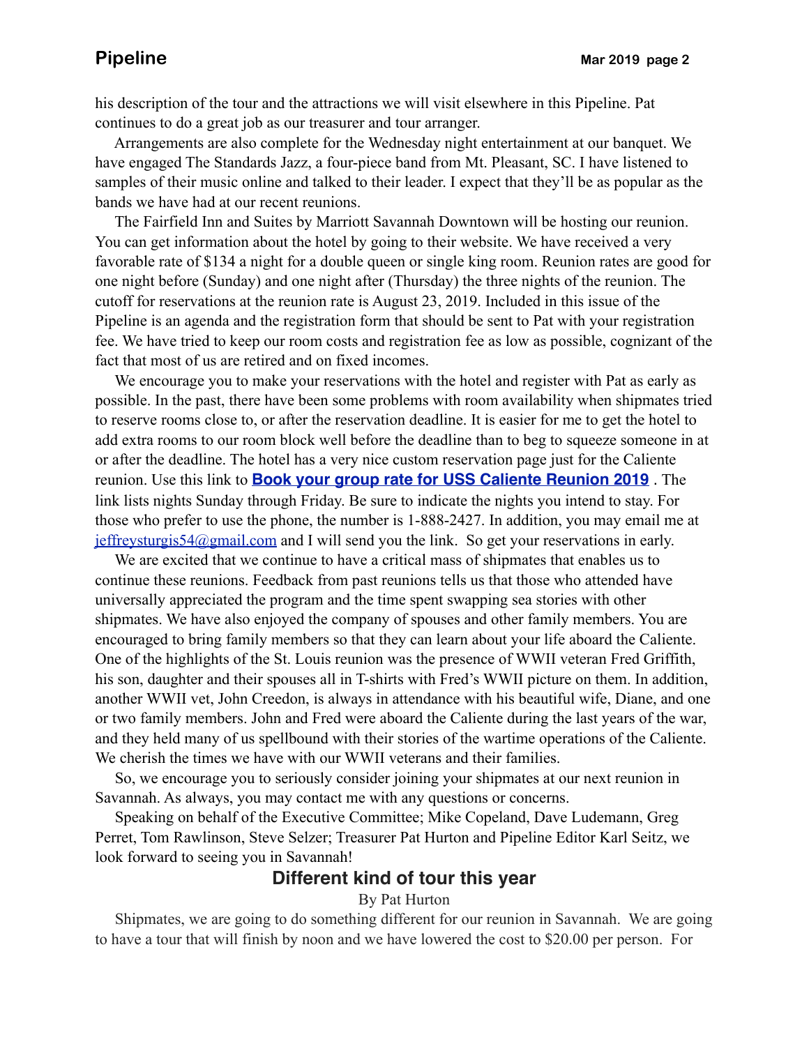his description of the tour and the attractions we will visit elsewhere in this Pipeline. Pat continues to do a great job as our treasurer and tour arranger.

Arrangements are also complete for the Wednesday night entertainment at our banquet. We have engaged The Standards Jazz, a four-piece band from Mt. Pleasant, SC. I have listened to samples of their music online and talked to their leader. I expect that they'll be as popular as the bands we have had at our recent reunions.

The Fairfield Inn and Suites by Marriott Savannah Downtown will be hosting our reunion. You can get information about the hotel by going to their website. We have received a very favorable rate of $134 a night for a double queen or single king room. Reunion rates are good for one night before (Sunday) and one night after (Thursday) the three nights of the reunion. The cutoff for reservations at the reunion rate is August 23, 2019. Included in this issue of the Pipeline is an agenda and the registration form that should be sent to Pat with your registration fee. We have tried to keep our room costs and registration fee as low as possible, cognizant of the fact that most of us are retired and on fixed incomes.

We encourage you to make your reservations with the hotel and register with Pat as early as possible. In the past, there have been some problems with room availability when shipmates tried to reserve rooms close to, or after the reservation deadline. It is easier for me to get the hotel to add extra rooms to our room block well before the deadline than to beg to squeeze someone in at or after the deadline. The hotel has a very nice custom reservation page just for the Caliente reunion. Use this link to **Book your group rate for USS Caliente Reunion 2019** . The link lists nights Sunday through Friday. Be sure to indicate the nights you intend to stay. For those who prefer to use the phone, the number is 1-888-2427. In addition, you may email me at jeffreysturgis54@gmail.com and I will send you the link. So get your reservations in early.

We are excited that we continue to have a critical mass of shipmates that enables us to continue these reunions. Feedback from past reunions tells us that those who attended have universally appreciated the program and the time spent swapping sea stories with other shipmates. We have also enjoyed the company of spouses and other family members. You are encouraged to bring family members so that they can learn about your life aboard the Caliente. One of the highlights of the St. Louis reunion was the presence of WWII veteran Fred Griffith, his son, daughter and their spouses all in T-shirts with Fred's WWII picture on them. In addition, another WWII vet, John Creedon, is always in attendance with his beautiful wife, Diane, and one or two family members. John and Fred were aboard the Caliente during the last years of the war, and they held many of us spellbound with their stories of the wartime operations of the Caliente. We cherish the times we have with our WWII veterans and their families.

So, we encourage you to seriously consider joining your shipmates at our next reunion in Savannah. As always, you may contact me with any questions or concerns.

Speaking on behalf of the Executive Committee; Mike Copeland, Dave Ludemann, Greg Perret, Tom Rawlinson, Steve Selzer; Treasurer Pat Hurton and Pipeline Editor Karl Seitz, we look forward to seeing you in Savannah!

## Different kind of tour this year

By Pat Hurton

Shipmates, we are going to do something different for our reunion in Savannah. We are going to have a tour that will finish by noon and we have lowered the cost to $20.00 per person. For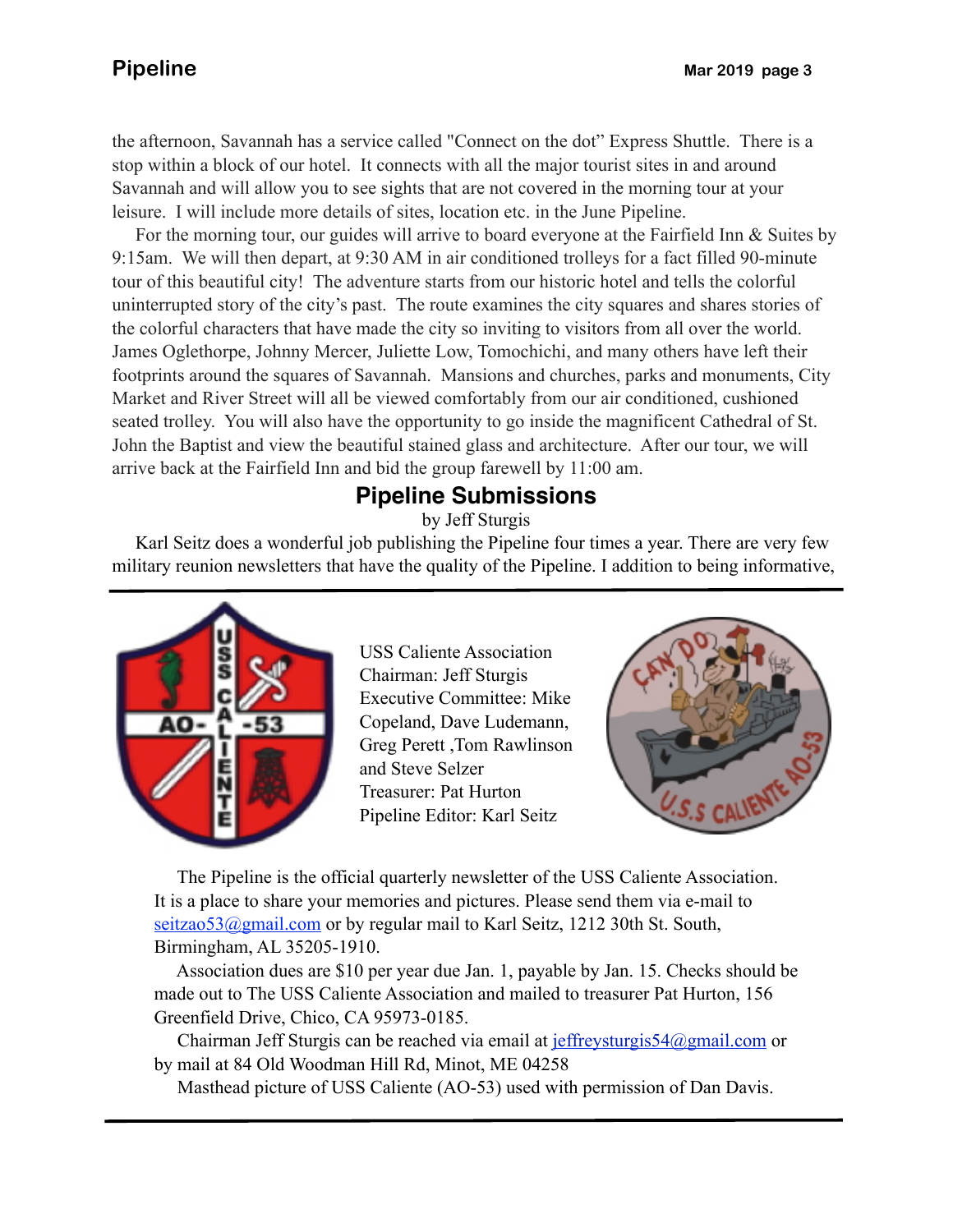the afternoon, Savannah has a service called "Connect on the dot" Express Shuttle. There is a stop within a block of our hotel. It connects with all the major tourist sites in and around Savannah and will allow you to see sights that are not covered in the morning tour at your leisure. I will include more details of sites, location etc. in the June Pipeline.

For the morning tour, our guides will arrive to board everyone at the Fairfield Inn & Suites by 9:15am. We will then depart, at 9:30 AM in air conditioned trolleys for a fact filled 90-minute tour of this beautiful city! The adventure starts from our historic hotel and tells the colorful uninterrupted story of the city's past. The route examines the city squares and shares stories of the colorful characters that have made the city so inviting to visitors from all over the world. James Oglethorpe, Johnny Mercer, Juliette Low, Tomochichi, and many others have left their footprints around the squares of Savannah. Mansions and churches, parks and monuments, City Market and River Street will all be viewed comfortably from our air conditioned, cushioned seated trolley. You will also have the opportunity to go inside the magnificent Cathedral of St. John the Baptist and view the beautiful stained glass and architecture. After our tour, we will arrive back at the Fairfield Inn and bid the group farewell by 11:00 am.

## Pipeline Submissions

by Jeff Sturgis

Karl Seitz does a wonderful job publishing the Pipeline four times a year. There are very few military reunion newsletters that have the quality of the Pipeline. I addition to being informative,

---

USS Caliente Association
Chairman: Jeff Sturgis
Executive Committee: Mike Copeland, Dave Ludemann, Greg Perett ,Tom Rawlinson and Steve Selzer
Treasurer: Pat Hurton
Pipeline Editor: Karl Seitz

The Pipeline is the official quarterly newsletter of the USS Caliente Association. It is a place to share your memories and pictures. Please send them via e-mail to seitzao53@gmail.com or by regular mail to Karl Seitz, 1212 30th St. South, Birmingham, AL 35205-1910.

Association dues are $10 per year due Jan. 1, payable by Jan. 15. Checks should be made out to The USS Caliente Association and mailed to treasurer Pat Hurton, 156 Greenfield Drive, Chico, CA 95973-0185.

Chairman Jeff Sturgis can be reached via email at jeffreysturgis54@gmail.com or by mail at 84 Old Woodman Hill Rd, Minot, ME 04258

Masthead picture of USS Caliente (AO-53) used with permission of Dan Davis.

---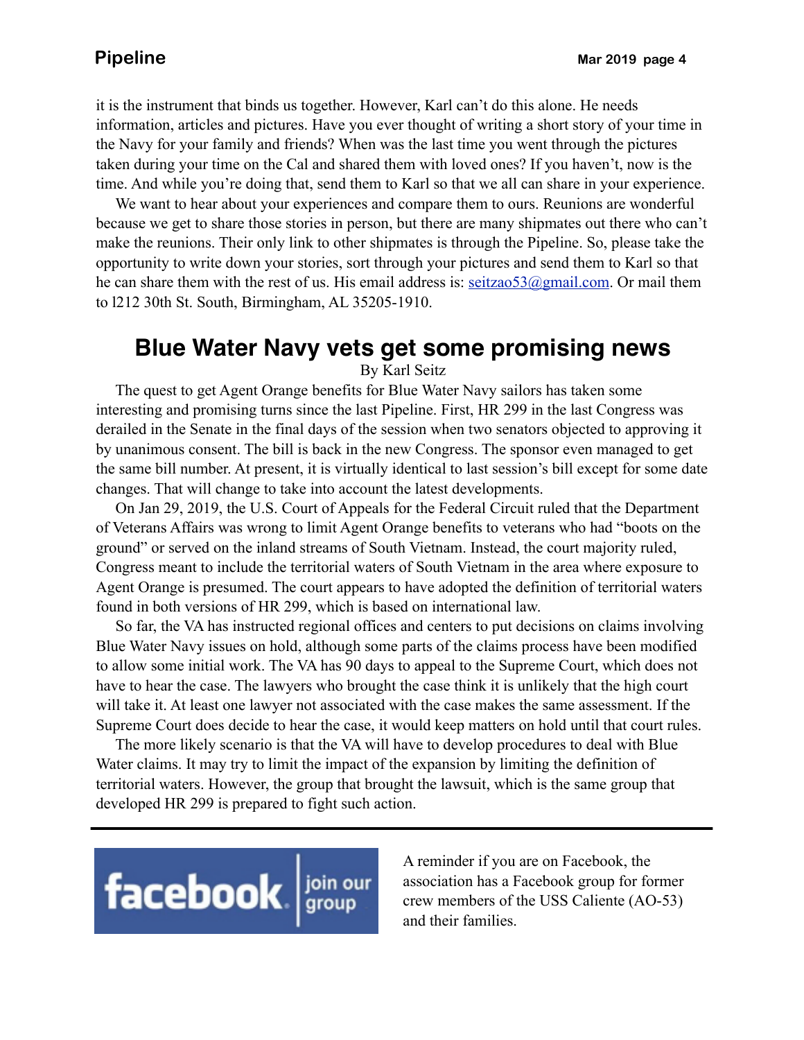it is the instrument that binds us together. However, Karl can't do this alone. He needs information, articles and pictures. Have you ever thought of writing a short story of your time in the Navy for your family and friends? When was the last time you went through the pictures taken during your time on the Cal and shared them with loved ones? If you haven't, now is the time. And while you're doing that, send them to Karl so that we all can share in your experience.

We want to hear about your experiences and compare them to ours. Reunions are wonderful because we get to share those stories in person, but there are many shipmates out there who can't make the reunions. Their only link to other shipmates is through the Pipeline. So, please take the opportunity to write down your stories, sort through your pictures and send them to Karl so that he can share them with the rest of us. His email address is: seitzao53@gmail.com. Or mail them to l212 30th St. South, Birmingham, AL 35205-1910.

## Blue Water Navy vets get some promising news

By Karl Seitz

The quest to get Agent Orange benefits for Blue Water Navy sailors has taken some interesting and promising turns since the last Pipeline. First, HR 299 in the last Congress was derailed in the Senate in the final days of the session when two senators objected to approving it by unanimous consent. The bill is back in the new Congress. The sponsor even managed to get the same bill number. At present, it is virtually identical to last session's bill except for some date changes. That will change to take into account the latest developments.

On Jan 29, 2019, the U.S. Court of Appeals for the Federal Circuit ruled that the Department of Veterans Affairs was wrong to limit Agent Orange benefits to veterans who had "boots on the ground" or served on the inland streams of South Vietnam. Instead, the court majority ruled, Congress meant to include the territorial waters of South Vietnam in the area where exposure to Agent Orange is presumed. The court appears to have adopted the definition of territorial waters found in both versions of HR 299, which is based on international law.

So far, the VA has instructed regional offices and centers to put decisions on claims involving Blue Water Navy issues on hold, although some parts of the claims process have been modified to allow some initial work. The VA has 90 days to appeal to the Supreme Court, which does not have to hear the case. The lawyers who brought the case think it is unlikely that the high court will take it. At least one lawyer not associated with the case makes the same assessment. If the Supreme Court does decide to hear the case, it would keep matters on hold until that court rules.

The more likely scenario is that the VA will have to develop procedures to deal with Blue Water claims. It may try to limit the impact of the expansion by limiting the definition of territorial waters. However, the group that brought the lawsuit, which is the same group that developed HR 299 is prepared to fight such action.

---

facebook | join our group

A reminder if you are on Facebook, the association has a Facebook group for former crew members of the USS Caliente (AO-53) and their families.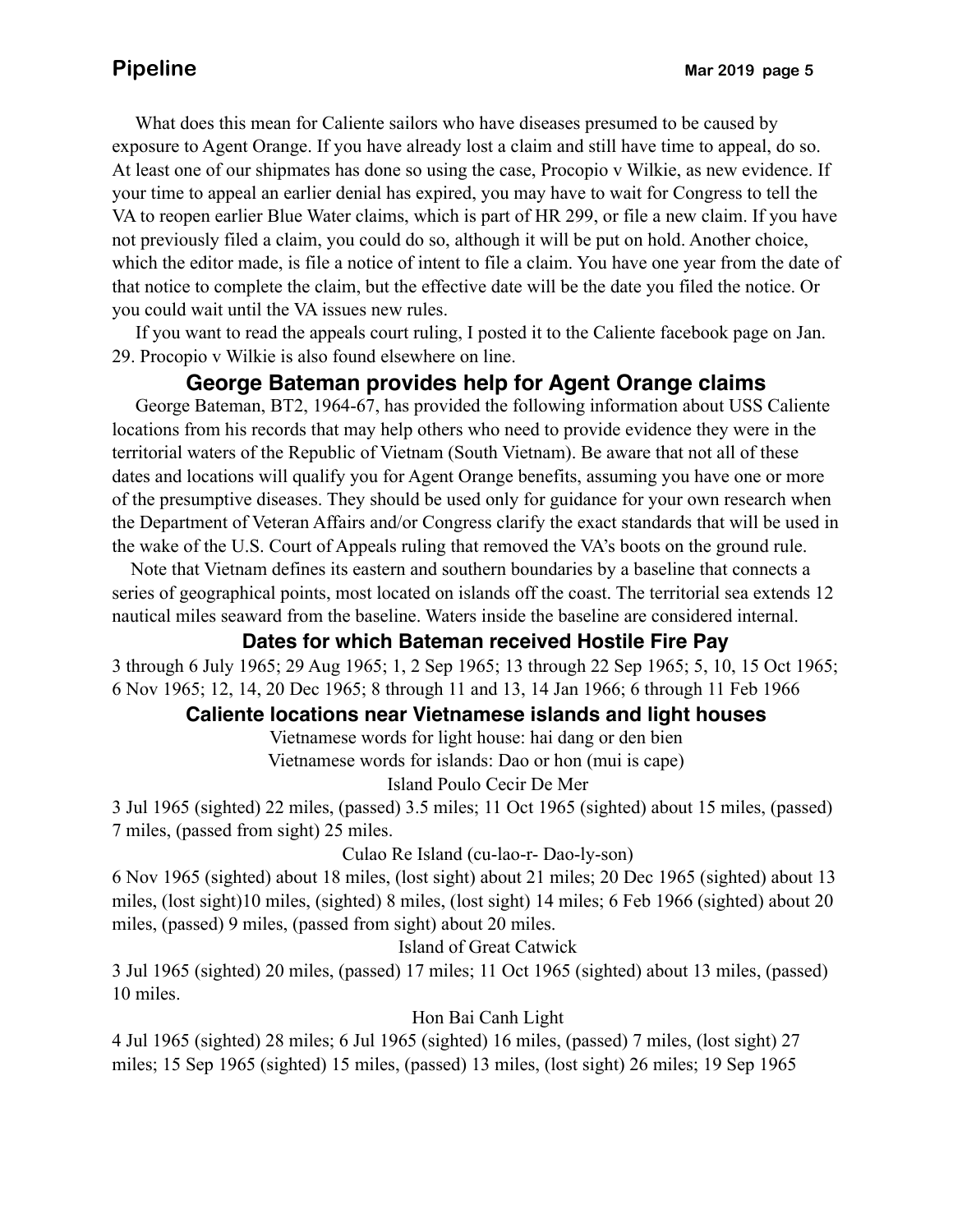What does this mean for Caliente sailors who have diseases presumed to be caused by exposure to Agent Orange. If you have already lost a claim and still have time to appeal, do so. At least one of our shipmates has done so using the case, Procopio v Wilkie, as new evidence. If your time to appeal an earlier denial has expired, you may have to wait for Congress to tell the VA to reopen earlier Blue Water claims, which is part of HR 299, or file a new claim. If you have not previously filed a claim, you could do so, although it will be put on hold. Another choice, which the editor made, is file a notice of intent to file a claim. You have one year from the date of that notice to complete the claim, but the effective date will be the date you filed the notice. Or you could wait until the VA issues new rules.

If you want to read the appeals court ruling, I posted it to the Caliente facebook page on Jan. 29. Procopio v Wilkie is also found elsewhere on line.

## George Bateman provides help for Agent Orange claims

George Bateman, BT2, 1964-67, has provided the following information about USS Caliente locations from his records that may help others who need to provide evidence they were in the territorial waters of the Republic of Vietnam (South Vietnam). Be aware that not all of these dates and locations will qualify you for Agent Orange benefits, assuming you have one or more of the presumptive diseases. They should be used only for guidance for your own research when the Department of Veteran Affairs and/or Congress clarify the exact standards that will be used in the wake of the U.S. Court of Appeals ruling that removed the VA's boots on the ground rule.

Note that Vietnam defines its eastern and southern boundaries by a baseline that connects a series of geographical points, most located on islands off the coast. The territorial sea extends 12 nautical miles seaward from the baseline. Waters inside the baseline are considered internal.

### Dates for which Bateman received Hostile Fire Pay

3 through 6 July 1965; 29 Aug 1965; 1, 2 Sep 1965; 13 through 22 Sep 1965; 5, 10, 15 Oct 1965; 6 Nov 1965; 12, 14, 20 Dec 1965; 8 through 11 and 13, 14 Jan 1966; 6 through 11 Feb 1966

### Caliente locations near Vietnamese islands and light houses

Vietnamese words for light house: hai dang or den bien

Vietnamese words for islands: Dao or hon (mui is cape)

Island Poulo Cecir De Mer

3 Jul 1965 (sighted) 22 miles, (passed) 3.5 miles; 11 Oct 1965 (sighted) about 15 miles, (passed) 7 miles, (passed from sight) 25 miles.

Culao Re Island (cu-lao-r- Dao-ly-son)

6 Nov 1965 (sighted) about 18 miles, (lost sight) about 21 miles; 20 Dec 1965 (sighted) about 13 miles, (lost sight)10 miles, (sighted) 8 miles, (lost sight) 14 miles; 6 Feb 1966 (sighted) about 20 miles, (passed) 9 miles, (passed from sight) about 20 miles.

Island of Great Catwick

3 Jul 1965 (sighted) 20 miles, (passed) 17 miles; 11 Oct 1965 (sighted) about 13 miles, (passed) 10 miles.

Hon Bai Canh Light

4 Jul 1965 (sighted) 28 miles; 6 Jul 1965 (sighted) 16 miles, (passed) 7 miles, (lost sight) 27 miles; 15 Sep 1965 (sighted) 15 miles, (passed) 13 miles, (lost sight) 26 miles; 19 Sep 1965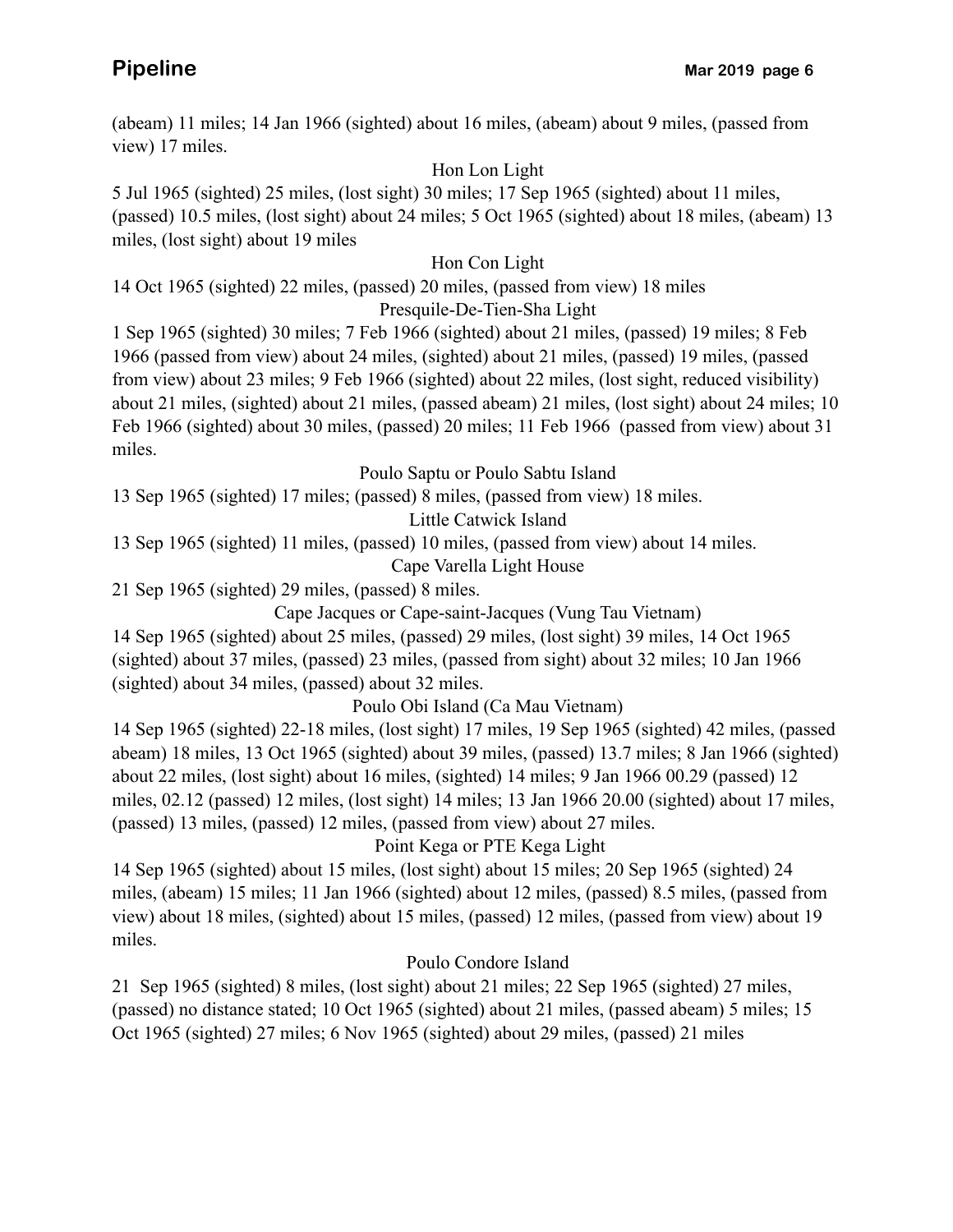(abeam) 11 miles; 14 Jan 1966 (sighted) about 16 miles, (abeam) about 9 miles, (passed from view) 17 miles.

Hon Lon Light

5 Jul 1965 (sighted) 25 miles, (lost sight) 30 miles; 17 Sep 1965 (sighted) about 11 miles, (passed) 10.5 miles, (lost sight) about 24 miles; 5 Oct 1965 (sighted) about 18 miles, (abeam) 13 miles, (lost sight) about 19 miles

Hon Con Light

14 Oct 1965 (sighted) 22 miles, (passed) 20 miles, (passed from view) 18 miles

Presquile-De-Tien-Sha Light

1 Sep 1965 (sighted) 30 miles; 7 Feb 1966 (sighted) about 21 miles, (passed) 19 miles; 8 Feb 1966 (passed from view) about 24 miles, (sighted) about 21 miles, (passed) 19 miles, (passed from view) about 23 miles; 9 Feb 1966 (sighted) about 22 miles, (lost sight, reduced visibility) about 21 miles, (sighted) about 21 miles, (passed abeam) 21 miles, (lost sight) about 24 miles; 10 Feb 1966 (sighted) about 30 miles, (passed) 20 miles; 11 Feb 1966 (passed from view) about 31 miles.

Poulo Saptu or Poulo Sabtu Island

13 Sep 1965 (sighted) 17 miles; (passed) 8 miles, (passed from view) 18 miles.

Little Catwick Island

13 Sep 1965 (sighted) 11 miles, (passed) 10 miles, (passed from view) about 14 miles.

Cape Varella Light House

21 Sep 1965 (sighted) 29 miles, (passed) 8 miles.

Cape Jacques or Cape-saint-Jacques (Vung Tau Vietnam)

14 Sep 1965 (sighted) about 25 miles, (passed) 29 miles, (lost sight) 39 miles, 14 Oct 1965 (sighted) about 37 miles, (passed) 23 miles, (passed from sight) about 32 miles; 10 Jan 1966 (sighted) about 34 miles, (passed) about 32 miles.

Poulo Obi Island (Ca Mau Vietnam)

14 Sep 1965 (sighted) 22-18 miles, (lost sight) 17 miles, 19 Sep 1965 (sighted) 42 miles, (passed abeam) 18 miles, 13 Oct 1965 (sighted) about 39 miles, (passed) 13.7 miles; 8 Jan 1966 (sighted) about 22 miles, (lost sight) about 16 miles, (sighted) 14 miles; 9 Jan 1966 00.29 (passed) 12 miles, 02.12 (passed) 12 miles, (lost sight) 14 miles; 13 Jan 1966 20.00 (sighted) about 17 miles, (passed) 13 miles, (passed) 12 miles, (passed from view) about 27 miles.

Point Kega or PTE Kega Light

14 Sep 1965 (sighted) about 15 miles, (lost sight) about 15 miles; 20 Sep 1965 (sighted) 24 miles, (abeam) 15 miles; 11 Jan 1966 (sighted) about 12 miles, (passed) 8.5 miles, (passed from view) about 18 miles, (sighted) about 15 miles, (passed) 12 miles, (passed from view) about 19 miles.

Poulo Condore Island

21 Sep 1965 (sighted) 8 miles, (lost sight) about 21 miles; 22 Sep 1965 (sighted) 27 miles, (passed) no distance stated; 10 Oct 1965 (sighted) about 21 miles, (passed abeam) 5 miles; 15 Oct 1965 (sighted) 27 miles; 6 Nov 1965 (sighted) about 29 miles, (passed) 21 miles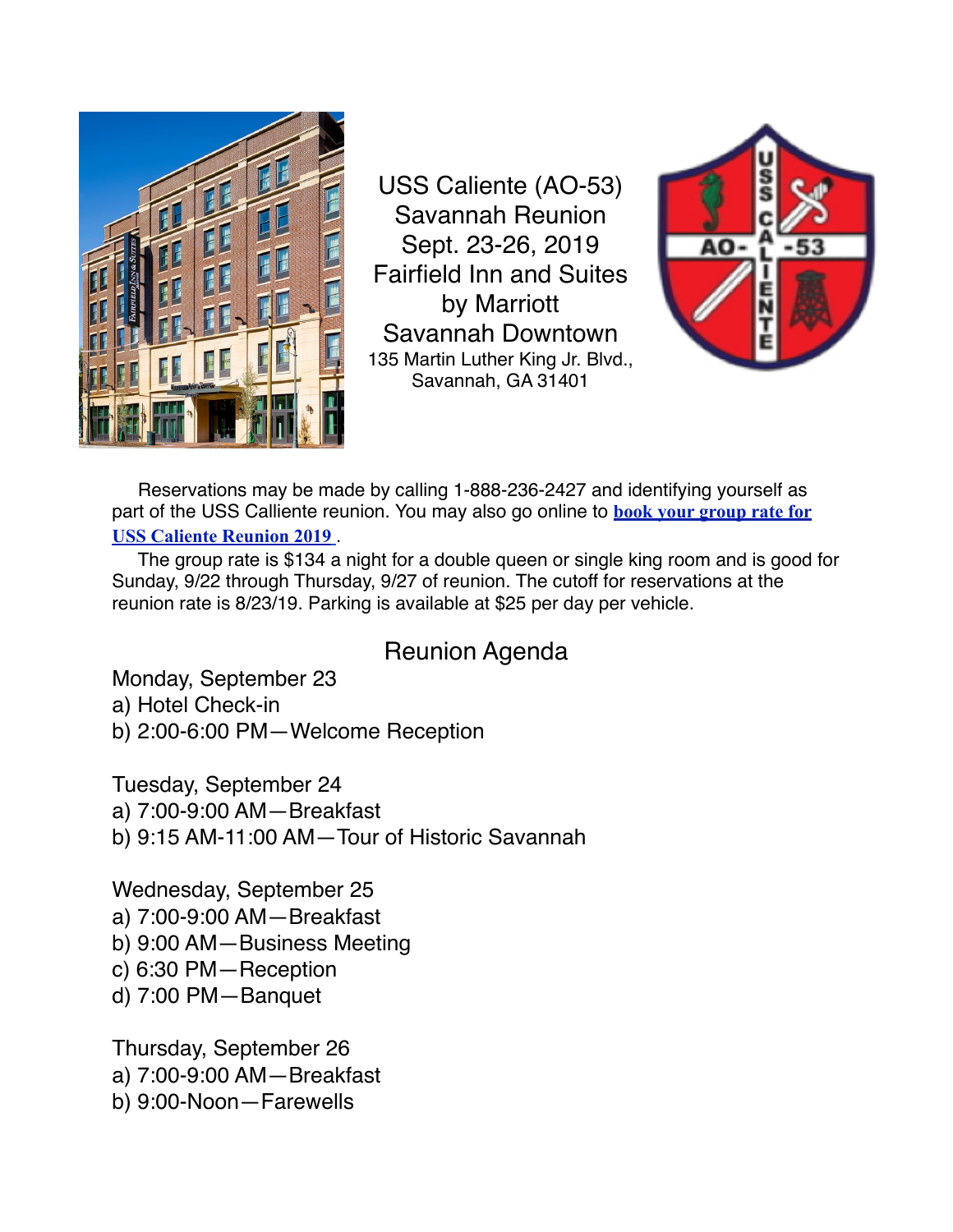# USS Caliente (AO-53) Savannah Reunion
## Sept. 23-26, 2019
## Fairfield Inn and Suites by Marriott Savannah Downtown

135 Martin Luther King Jr. Blvd.,
Savannah, GA 31401

Reservations may be made by calling 1-888-236-2427 and identifying yourself as part of the USS Calliente reunion. You may also go online to **book your group rate for USS Caliente Reunion 2019** .

The group rate is $134 a night for a double queen or single king room and is good for Sunday, 9/22 through Thursday, 9/27 of reunion. The cutoff for reservations at the reunion rate is 8/23/19. Parking is available at $25 per day per vehicle.

## Reunion Agenda

Monday, September 23

a) Hotel Check-in
b) 2:00-6:00 PM—Welcome Reception

Tuesday, September 24

a) 7:00-9:00 AM—Breakfast
b) 9:15 AM-11:00 AM—Tour of Historic Savannah

Wednesday, September 25

a) 7:00-9:00 AM—Breakfast
b) 9:00 AM—Business Meeting
c) 6:30 PM—Reception
d) 7:00 PM—Banquet

Thursday, September 26

a) 7:00-9:00 AM—Breakfast
b) 9:00-Noon—Farewells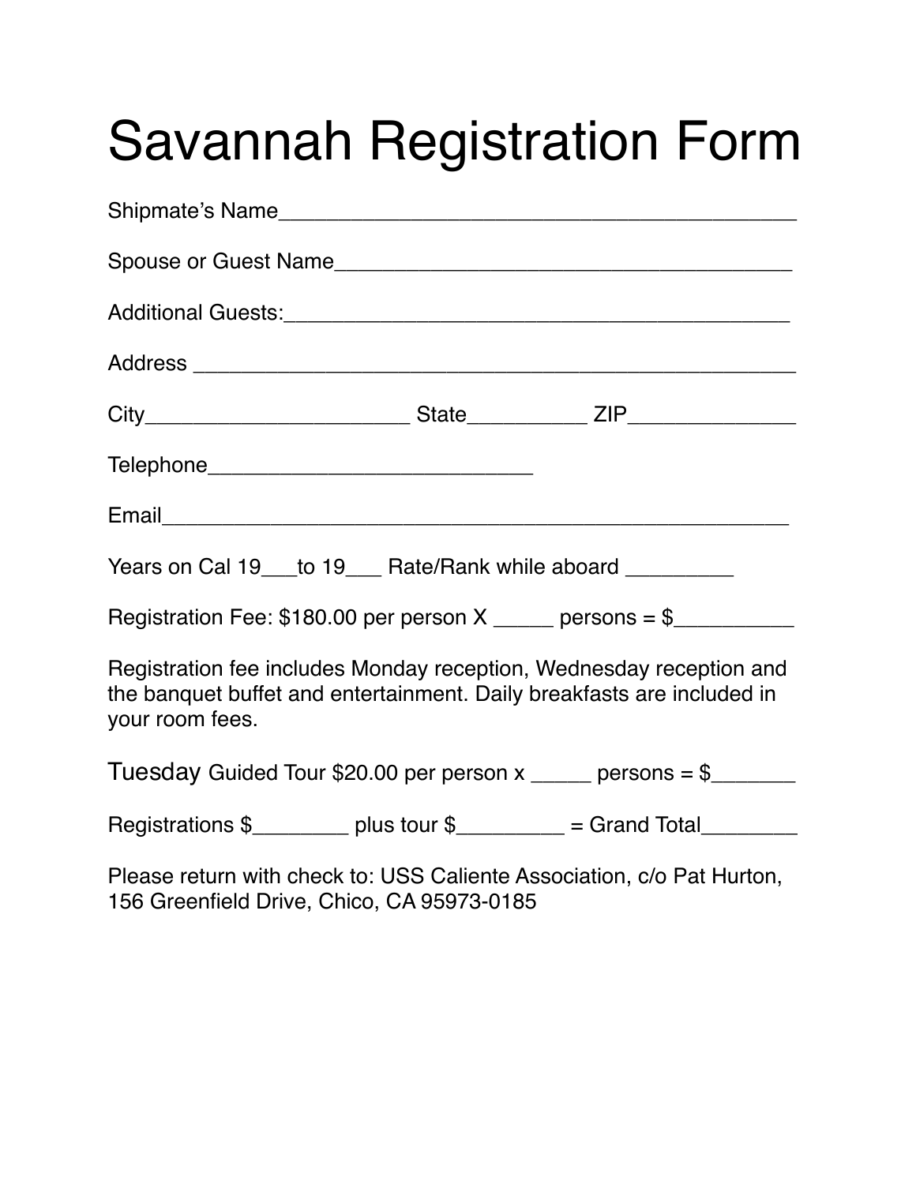# Savannah Registration Form

Shipmate's Name_____________________________________________

Spouse or Guest Name_______________________________________

Additional Guests:_____________________________________________

Address ______________________________________________________

City________________________ State__________ ZIP______________

Telephone____________________________

Email_____________________________________________________

Years on Cal 19___to 19___ Rate/Rank while aboard _________

Registration Fee: $180.00 per person X _____ persons = $__________

Registration fee includes Monday reception, Wednesday reception and the banquet buffet and entertainment. Daily breakfasts are included in your room fees.

Tuesday Guided Tour $20.00 per person x _____ persons = $_______

Registrations $________ plus tour $_________ = Grand Total________

Please return with check to: USS Caliente Association, c/o Pat Hurton, 156 Greenfield Drive, Chico, CA 95973-0185